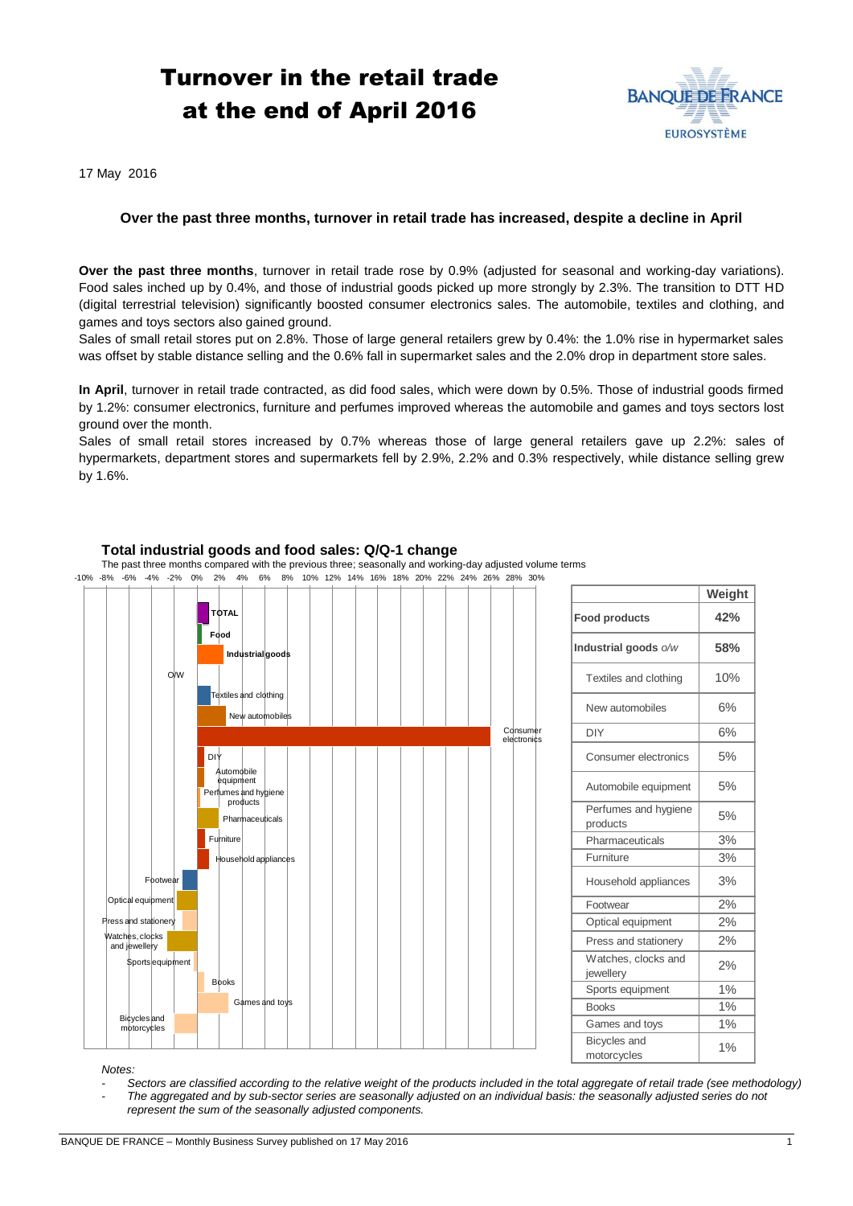# Turnover in the retail trade at the end of April 2016

17 May 2016

**Over the past three months, turnover in retail trade has increased, despite a decline in April**

**Over the past three months**, turnover in retail trade rose by 0.9% (adjusted for seasonal and working-day variations). Food sales inched up by 0.4%, and those of industrial goods picked up more strongly by 2.3%. The transition to DTT HD (digital terrestrial television) significantly boosted consumer electronics sales. The automobile, textiles and clothing, and games and toys sectors also gained ground.

Sales of small retail stores put on 2.8%. Those of large general retailers grew by 0.4%: the 1.0% rise in hypermarket sales was offset by stable distance selling and the 0.6% fall in supermarket sales and the 2.0% drop in department store sales.

**In April**, turnover in retail trade contracted, as did food sales, which were down by 0.5%. Those of industrial goods firmed by 1.2%: consumer electronics, furniture and perfumes improved whereas the automobile and games and toys sectors lost ground over the month.

Sales of small retail stores increased by 0.7% whereas those of large general retailers gave up 2.2%: sales of hypermarkets, department stores and supermarkets fell by 2.9%, 2.2% and 0.3% respectively, while distance selling grew by 1.6%.

**Total industrial goods and food sales: Q/Q-1 change**

The past three months compared with the previous three; seasonally and working-day adjusted volume terms

| | Weight |
|---|---|
| **Food products** | **42%** |
| **Industrial goods** *o/w* | **58%** |
| Textiles and clothing | 10% |
| New automobiles | 6% |
| DIY | 6% |
| Consumer electronics | 5% |
| Automobile equipment | 5% |
| Perfumes and hygiene products | 5% |
| Pharmaceuticals | 3% |
| Furniture | 3% |
| Household appliances | 3% |
| Footwear | 2% |
| Optical equipment | 2% |
| Press and stationery | 2% |
| Watches, clocks and jewellery | 2% |
| Sports equipment | 1% |
| Books | 1% |
| Games and toys | 1% |
| Bicycles and motorcycles | 1% |

*Notes:*

- *Sectors are classified according to the relative weight of the products included in the total aggregate of retail trade (see methodology)*
- *The aggregated and by sub-sector series are seasonally adjusted on an individual basis: the seasonally adjusted series do not represent the sum of the seasonally adjusted components.*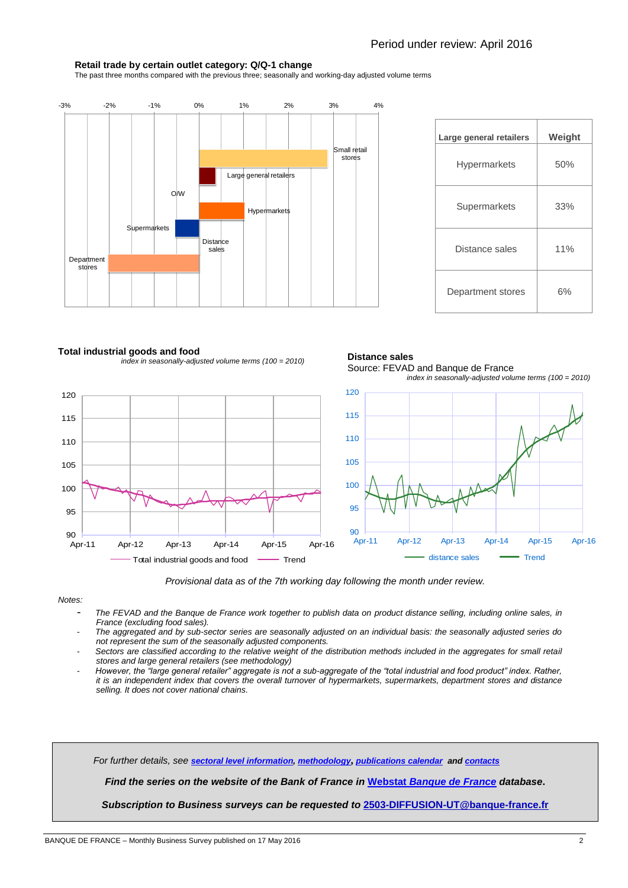Period under review: April 2016

**Retail trade by certain outlet category: Q/Q-1 change**

The past three months compared with the previous three; seasonally and working-day adjusted volume terms

-3%
-2%
-1%
0%
1%
2%
3%
4%

Small retail stores
Large general retailers
O/W
Hypermarkets
Supermarkets
Distance sales
Department stores

| Large general retailers | Weight |
|---|---|
| Hypermarkets | 50% |
| Supermarkets | 33% |
| Distance sales | 11% |
| Department stores | 6% |

**Total industrial goods and food**

*index in seasonally-adjusted volume terms (100 = 2010)*

120
115
110
105
100
95
90
Apr-11
Apr-12
Apr-13
Apr-14
Apr-15
Apr-16

Total industrial goods and food
Trend

**Distance sales**

Source: FEVAD and Banque de France

*index in seasonally-adjusted volume terms (100 = 2010)*

120
115
110
105
100
95
90
Apr-11
Apr-12
Apr-13
Apr-14
Apr-15
Apr-16

distance sales
Trend

*Provisional data as of the 7th working day following the month under review.*

*Notes:*

- *The FEVAD and the Banque de France work together to publish data on product distance selling, including online sales, in France (excluding food sales).*
- *The aggregated and by sub-sector series are seasonally adjusted on an individual basis: the seasonally adjusted series do not represent the sum of the seasonally adjusted components.*
- *Sectors are classified according to the relative weight of the distribution methods included in the aggregates for small retail stores and large general retailers (see methodology)*
- *However, the "large general retailer" aggregate is not a sub-aggregate of the "total industrial and food product" index. Rather, it is an independent index that covers the overall turnover of hypermarkets, supermarkets, department stores and distance selling. It does not cover national chains.*

*For further details, see **sectoral level information**, **methodology**, **publications calendar** and **contacts***

***Find the series on the website of the Bank of France in Webstat Banque de France database.***

***Subscription to Business surveys can be requested to 2503-DIFFUSION-UT@banque-france.fr***

BANQUE DE FRANCE – Monthly Business Survey published on 17 May 2016